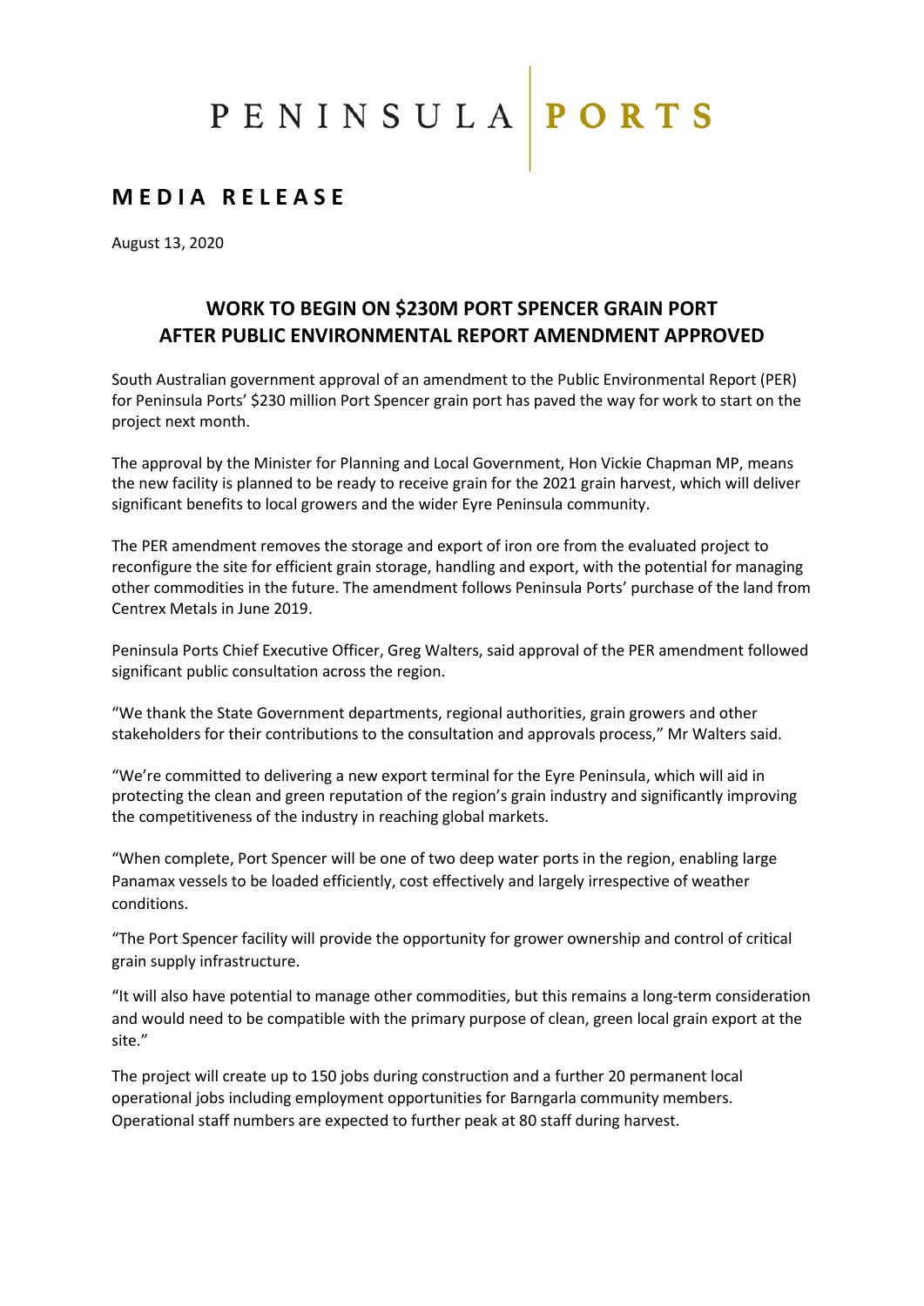PENINSULA | PORTS

## MEDIA RELEASE

August 13, 2020

# WORK TO BEGIN ON $230M PORT SPENCER GRAIN PORT AFTER PUBLIC ENVIRONMENTAL REPORT AMENDMENT APPROVED

South Australian government approval of an amendment to the Public Environmental Report (PER) for Peninsula Ports' $230 million Port Spencer grain port has paved the way for work to start on the project next month.

The approval by the Minister for Planning and Local Government, Hon Vickie Chapman MP, means the new facility is planned to be ready to receive grain for the 2021 grain harvest, which will deliver significant benefits to local growers and the wider Eyre Peninsula community.

The PER amendment removes the storage and export of iron ore from the evaluated project to reconfigure the site for efficient grain storage, handling and export, with the potential for managing other commodities in the future. The amendment follows Peninsula Ports' purchase of the land from Centrex Metals in June 2019.

Peninsula Ports Chief Executive Officer, Greg Walters, said approval of the PER amendment followed significant public consultation across the region.

"We thank the State Government departments, regional authorities, grain growers and other stakeholders for their contributions to the consultation and approvals process," Mr Walters said.

"We're committed to delivering a new export terminal for the Eyre Peninsula, which will aid in protecting the clean and green reputation of the region's grain industry and significantly improving the competitiveness of the industry in reaching global markets.

"When complete, Port Spencer will be one of two deep water ports in the region, enabling large Panamax vessels to be loaded efficiently, cost effectively and largely irrespective of weather conditions.

"The Port Spencer facility will provide the opportunity for grower ownership and control of critical grain supply infrastructure.

"It will also have potential to manage other commodities, but this remains a long-term consideration and would need to be compatible with the primary purpose of clean, green local grain export at the site."

The project will create up to 150 jobs during construction and a further 20 permanent local operational jobs including employment opportunities for Barngarla community members. Operational staff numbers are expected to further peak at 80 staff during harvest.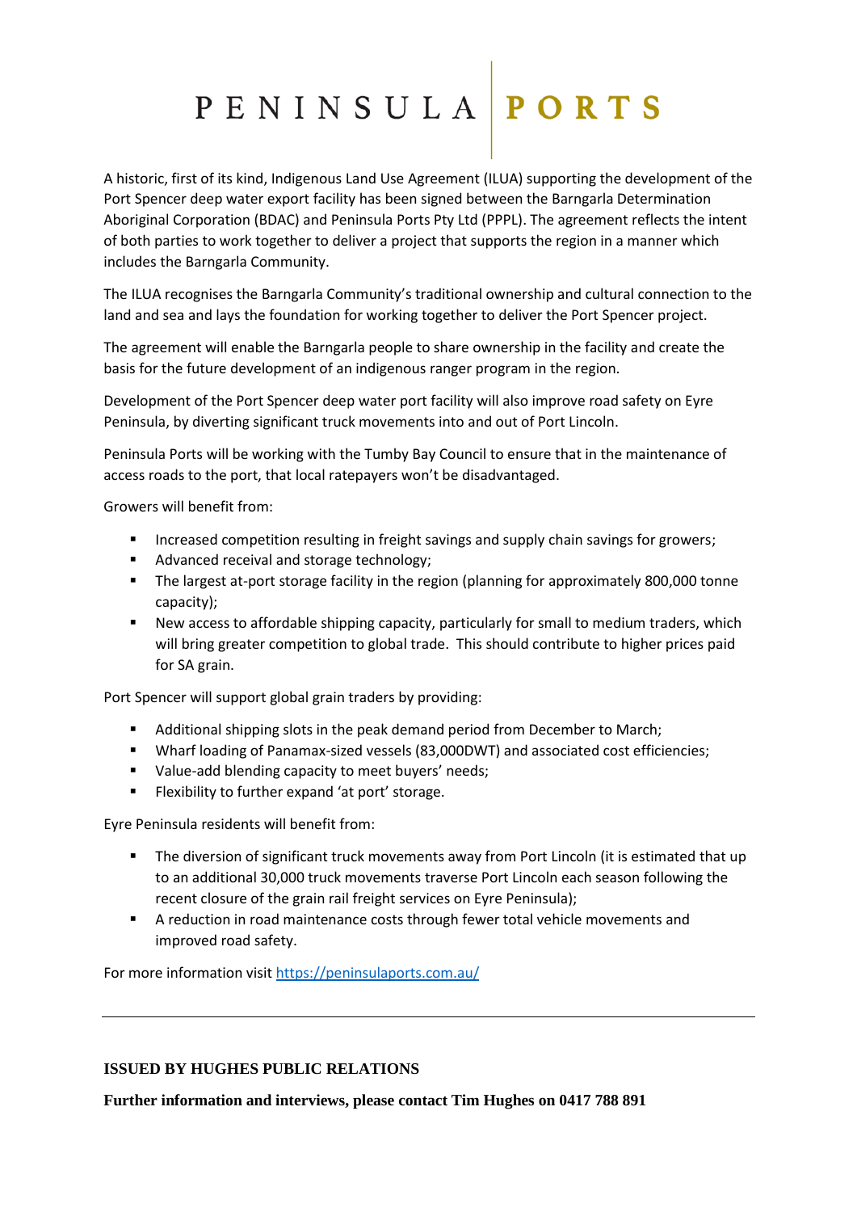# PENINSULA PORTS

A historic, first of its kind, Indigenous Land Use Agreement (ILUA) supporting the development of the Port Spencer deep water export facility has been signed between the Barngarla Determination Aboriginal Corporation (BDAC) and Peninsula Ports Pty Ltd (PPPL). The agreement reflects the intent of both parties to work together to deliver a project that supports the region in a manner which includes the Barngarla Community.

The ILUA recognises the Barngarla Community's traditional ownership and cultural connection to the land and sea and lays the foundation for working together to deliver the Port Spencer project.

The agreement will enable the Barngarla people to share ownership in the facility and create the basis for the future development of an indigenous ranger program in the region.

Development of the Port Spencer deep water port facility will also improve road safety on Eyre Peninsula, by diverting significant truck movements into and out of Port Lincoln.

Peninsula Ports will be working with the Tumby Bay Council to ensure that in the maintenance of access roads to the port, that local ratepayers won't be disadvantaged.

Growers will benefit from:

- Increased competition resulting in freight savings and supply chain savings for growers;
- Advanced receival and storage technology;
- The largest at-port storage facility in the region (planning for approximately 800,000 tonne capacity);
- New access to affordable shipping capacity, particularly for small to medium traders, which will bring greater competition to global trade. This should contribute to higher prices paid for SA grain.

Port Spencer will support global grain traders by providing:

- Additional shipping slots in the peak demand period from December to March;
- Wharf loading of Panamax-sized vessels (83,000DWT) and associated cost efficiencies;
- Value-add blending capacity to meet buyers' needs;
- Flexibility to further expand 'at port' storage.

Eyre Peninsula residents will benefit from:

- The diversion of significant truck movements away from Port Lincoln (it is estimated that up to an additional 30,000 truck movements traverse Port Lincoln each season following the recent closure of the grain rail freight services on Eyre Peninsula);
- A reduction in road maintenance costs through fewer total vehicle movements and improved road safety.

For more information visit https://peninsulaports.com.au/

---

**ISSUED BY HUGHES PUBLIC RELATIONS**

**Further information and interviews, please contact Tim Hughes on 0417 788 891**